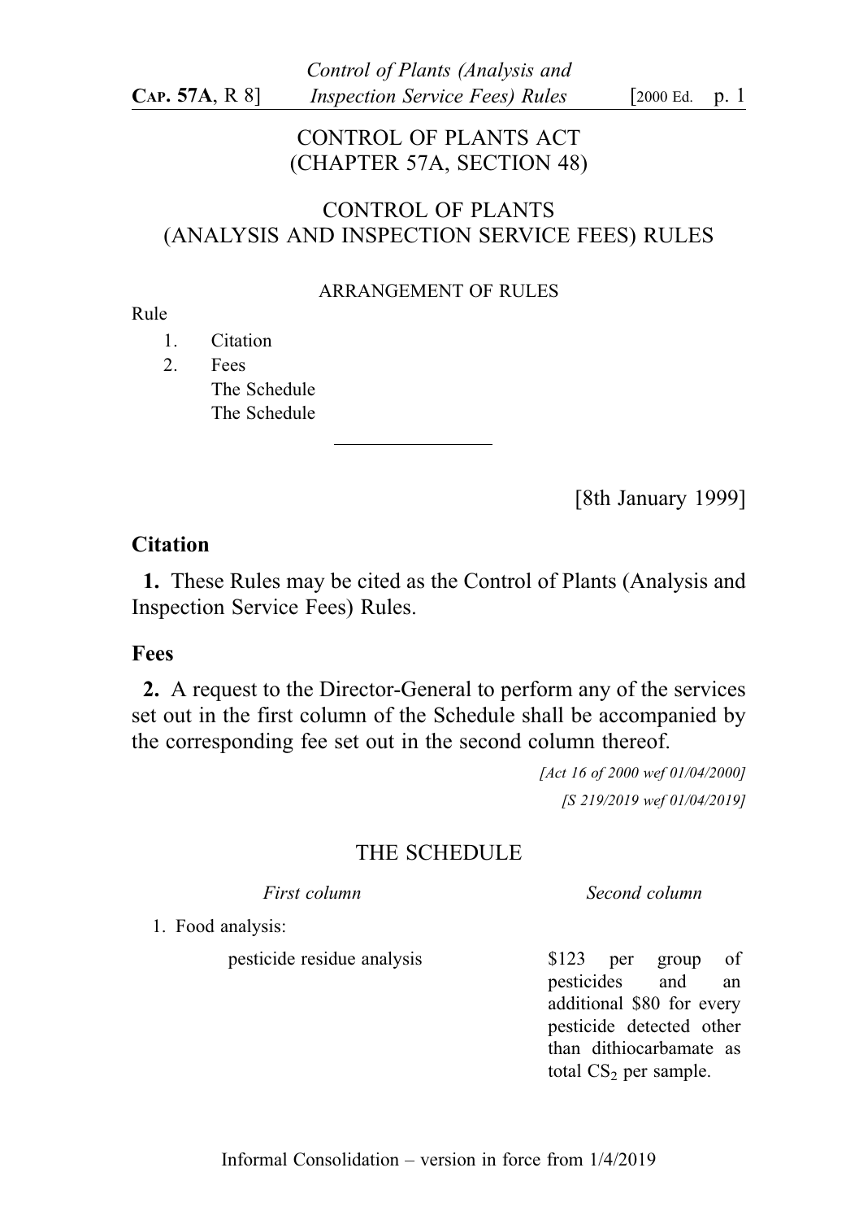# CONTROL OF PLANTS ACT
# (CHAPTER 57A, SECTION 48)

## CONTROL OF PLANTS
## (ANALYSIS AND INSPECTION SERVICE FEES) RULES

ARRANGEMENT OF RULES

Rule

1. Citation
2. Fees

The Schedule

The Schedule

---

[8th January 1999]

### Citation

**1.** These Rules may be cited as the Control of Plants (Analysis and Inspection Service Fees) Rules.

### Fees

**2.** A request to the Director-General to perform any of the services set out in the first column of the Schedule shall be accompanied by the corresponding fee set out in the second column thereof.

*[Act 16 of 2000 wef 01/04/2000]*

*[S 219/2019 wef 01/04/2019]*

## THE SCHEDULE

| *First column* | *Second column* |
|---|---|
| 1. Food analysis: | |
| pesticide residue analysis | \$123 per group of pesticides and an additional \$80 for every pesticide detected other than dithiocarbamate as total $CS_2$ per sample. |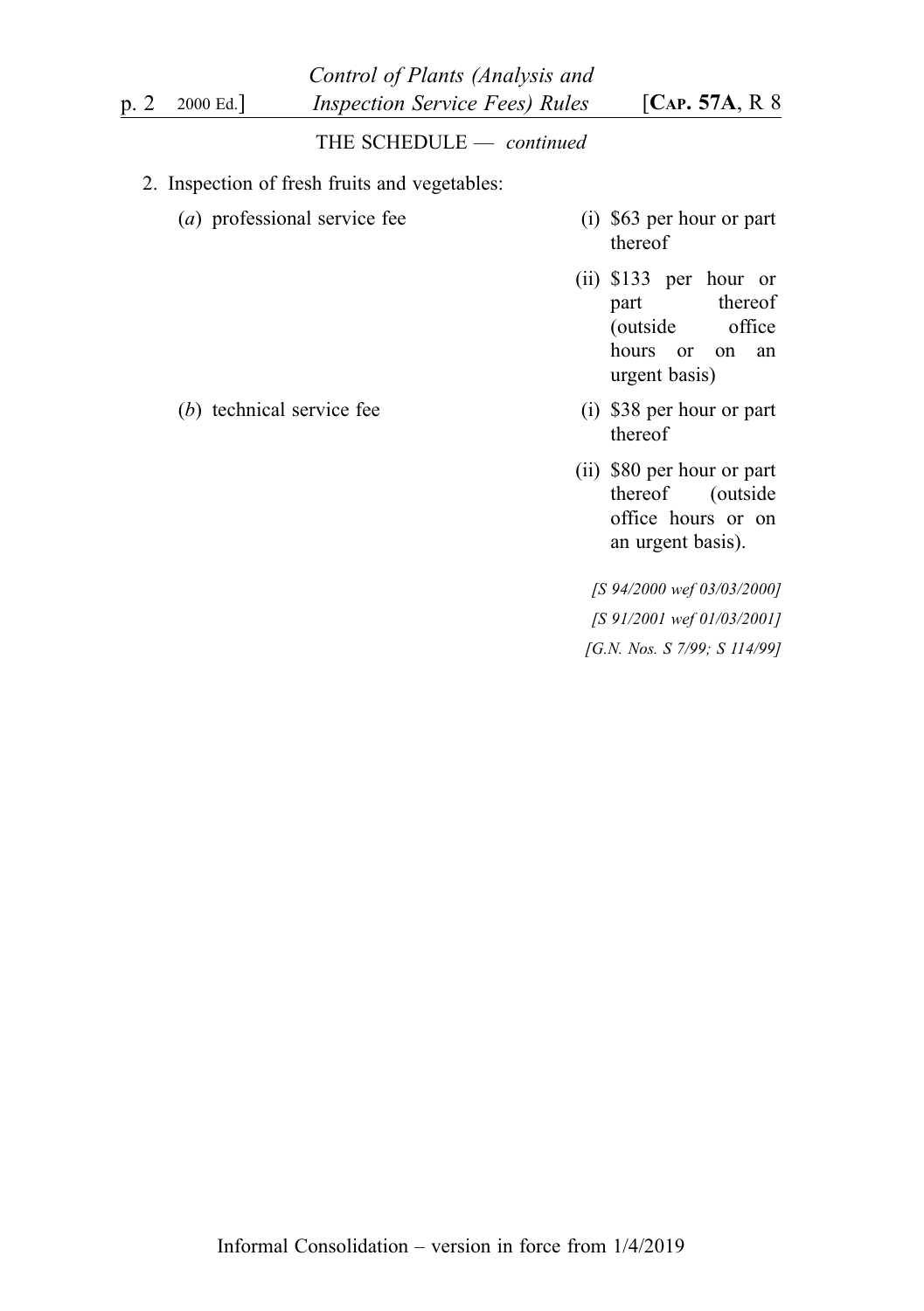THE SCHEDULE — *continued*

2. Inspection of fresh fruits and vegetables:

| | |
|---|---|
| (*a*) professional service fee | (i) $63 per hour or part thereof |
| | (ii) $133 per hour or part thereof (outside office hours or on an urgent basis) |
| (*b*) technical service fee | (i) $38 per hour or part thereof |
| | (ii) $80 per hour or part thereof (outside office hours or on an urgent basis). |

*[S 94/2000 wef 03/03/2000]*

*[S 91/2001 wef 01/03/2001]*

*[G.N. Nos. S 7/99; S 114/99]*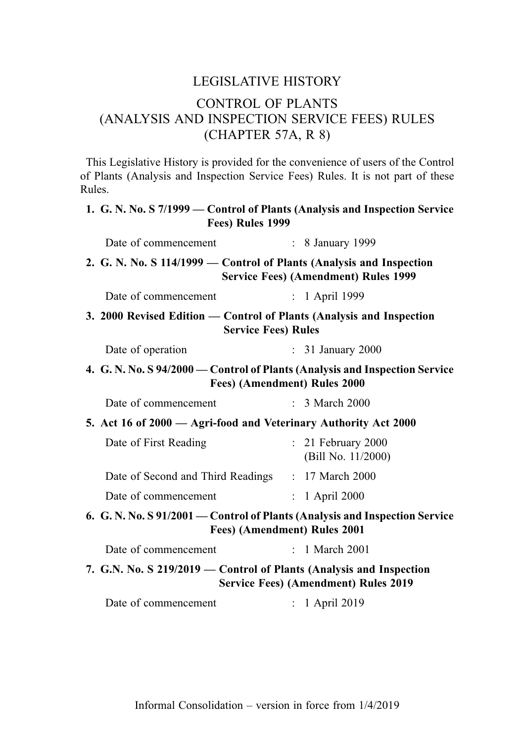# LEGISLATIVE HISTORY

## CONTROL OF PLANTS (ANALYSIS AND INSPECTION SERVICE FEES) RULES (CHAPTER 57A, R 8)

This Legislative History is provided for the convenience of users of the Control of Plants (Analysis and Inspection Service Fees) Rules. It is not part of these Rules.

**1. G. N. No. S 7/1999 — Control of Plants (Analysis and Inspection Service Fees) Rules 1999**

Date of commencement : 8 January 1999

**2. G. N. No. S 114/1999 — Control of Plants (Analysis and Inspection Service Fees) (Amendment) Rules 1999**

Date of commencement : 1 April 1999

**3. 2000 Revised Edition — Control of Plants (Analysis and Inspection Service Fees) Rules**

Date of operation : 31 January 2000

**4. G. N. No. S 94/2000 — Control of Plants (Analysis and Inspection Service Fees) (Amendment) Rules 2000**

Date of commencement : 3 March 2000

**5. Act 16 of 2000 — Agri-food and Veterinary Authority Act 2000**

Date of First Reading : 21 February 2000 (Bill No. 11/2000)

Date of Second and Third Readings : 17 March 2000

Date of commencement : 1 April 2000

**6. G. N. No. S 91/2001 — Control of Plants (Analysis and Inspection Service Fees) (Amendment) Rules 2001**

Date of commencement : 1 March 2001

**7. G.N. No. S 219/2019 — Control of Plants (Analysis and Inspection Service Fees) (Amendment) Rules 2019**

Date of commencement : 1 April 2019